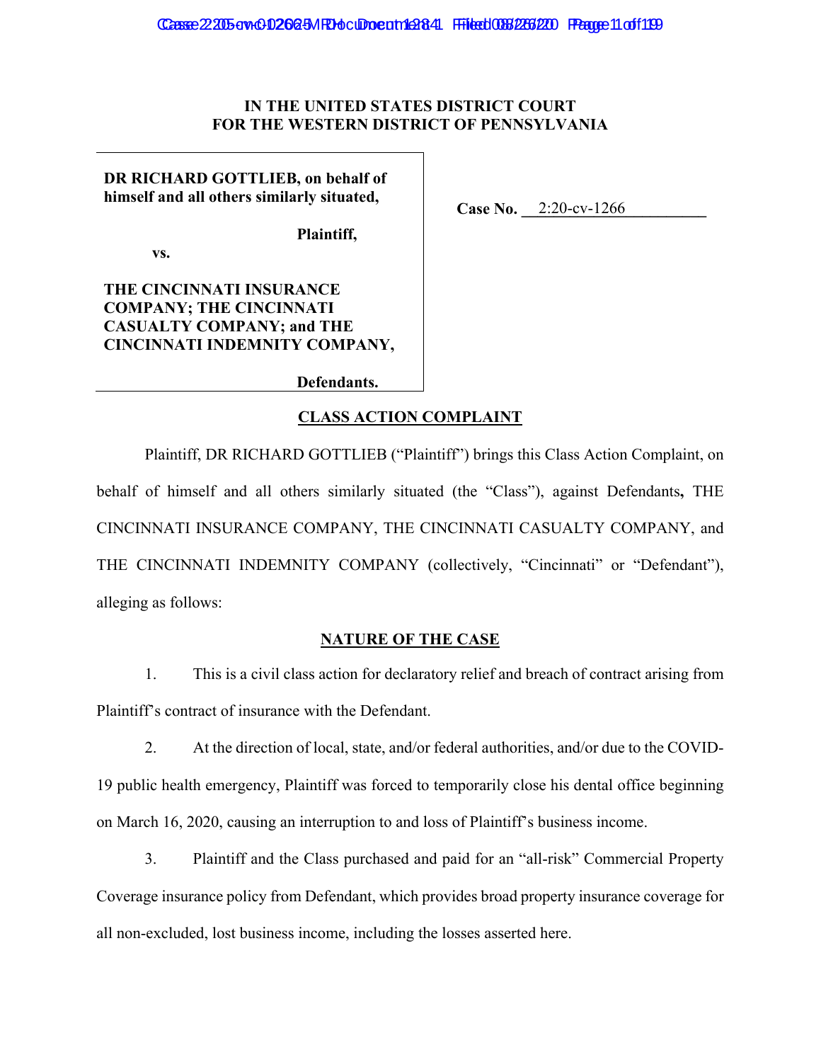**IN THE UNITED STATES DISTRICT COURT**
**FOR THE WESTERN DISTRICT OF PENNSYLVANIA**

| | |
|---|---|
| **DR RICHARD GOTTLIEB, on behalf of himself and all others similarly situated,**<br><br>**Plaintiff,**<br><br>**vs.**<br><br>**THE CINCINNATI INSURANCE COMPANY; THE CINCINNATI CASUALTY COMPANY; and THE CINCINNATI INDEMNITY COMPANY,**<br><br>**Defendants.** | **Case No.** 2:20-cv-1266 |

## CLASS ACTION COMPLAINT

Plaintiff, DR RICHARD GOTTLIEB ("Plaintiff") brings this Class Action Complaint, on behalf of himself and all others similarly situated (the "Class"), against Defendants**,** THE CINCINNATI INSURANCE COMPANY, THE CINCINNATI CASUALTY COMPANY, and THE CINCINNATI INDEMNITY COMPANY (collectively, "Cincinnati" or "Defendant"), alleging as follows:

## NATURE OF THE CASE

1. This is a civil class action for declaratory relief and breach of contract arising from Plaintiff's contract of insurance with the Defendant.

2. At the direction of local, state, and/or federal authorities, and/or due to the COVID-19 public health emergency, Plaintiff was forced to temporarily close his dental office beginning on March 16, 2020, causing an interruption to and loss of Plaintiff's business income.

3. Plaintiff and the Class purchased and paid for an "all-risk" Commercial Property Coverage insurance policy from Defendant, which provides broad property insurance coverage for all non-excluded, lost business income, including the losses asserted here.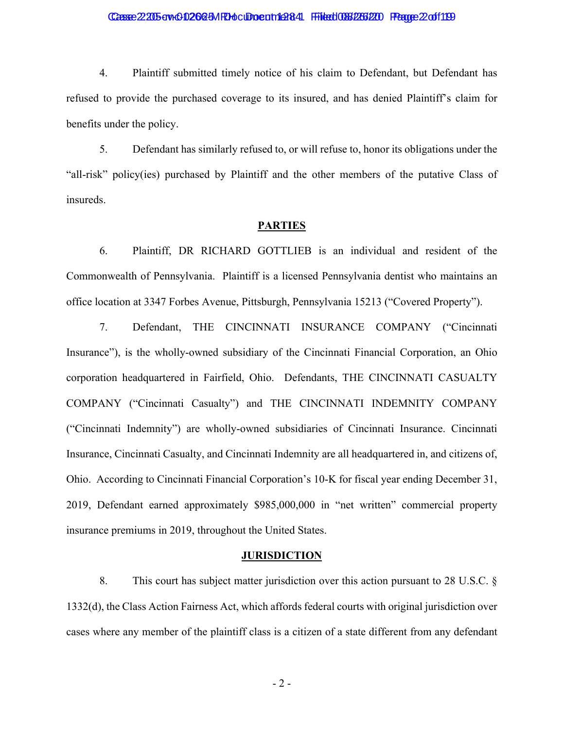4. Plaintiff submitted timely notice of his claim to Defendant, but Defendant has refused to provide the purchased coverage to its insured, and has denied Plaintiff's claim for benefits under the policy.

5. Defendant has similarly refused to, or will refuse to, honor its obligations under the "all-risk" policy(ies) purchased by Plaintiff and the other members of the putative Class of insureds.

## PARTIES

6. Plaintiff, DR RICHARD GOTTLIEB is an individual and resident of the Commonwealth of Pennsylvania. Plaintiff is a licensed Pennsylvania dentist who maintains an office location at 3347 Forbes Avenue, Pittsburgh, Pennsylvania 15213 ("Covered Property").

7. Defendant, THE CINCINNATI INSURANCE COMPANY ("Cincinnati Insurance"), is the wholly-owned subsidiary of the Cincinnati Financial Corporation, an Ohio corporation headquartered in Fairfield, Ohio. Defendants, THE CINCINNATI CASUALTY COMPANY ("Cincinnati Casualty") and THE CINCINNATI INDEMNITY COMPANY ("Cincinnati Indemnity") are wholly-owned subsidiaries of Cincinnati Insurance. Cincinnati Insurance, Cincinnati Casualty, and Cincinnati Indemnity are all headquartered in, and citizens of, Ohio. According to Cincinnati Financial Corporation's 10-K for fiscal year ending December 31, 2019, Defendant earned approximately $985,000,000 in "net written" commercial property insurance premiums in 2019, throughout the United States.

## JURISDICTION

8. This court has subject matter jurisdiction over this action pursuant to 28 U.S.C. § 1332(d), the Class Action Fairness Act, which affords federal courts with original jurisdiction over cases where any member of the plaintiff class is a citizen of a state different from any defendant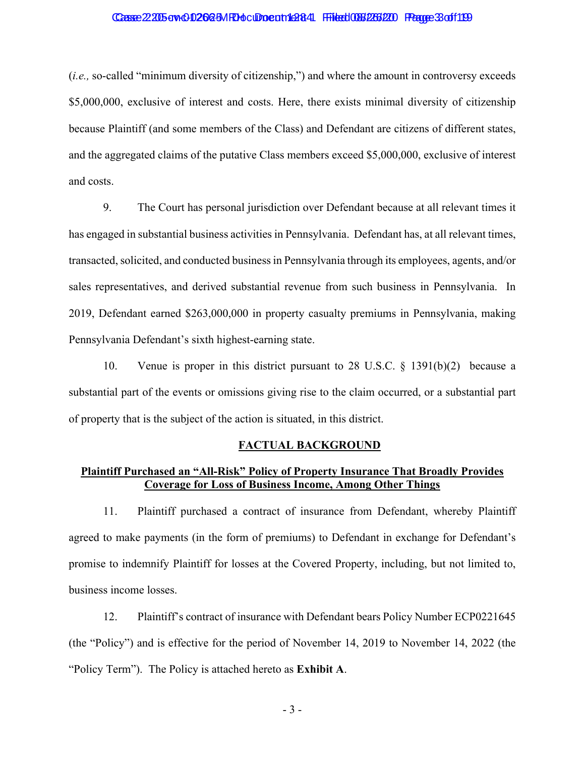(*i.e.,* so-called "minimum diversity of citizenship,") and where the amount in controversy exceeds $5,000,000, exclusive of interest and costs. Here, there exists minimal diversity of citizenship because Plaintiff (and some members of the Class) and Defendant are citizens of different states, and the aggregated claims of the putative Class members exceed $5,000,000, exclusive of interest and costs.

9. The Court has personal jurisdiction over Defendant because at all relevant times it has engaged in substantial business activities in Pennsylvania. Defendant has, at all relevant times, transacted, solicited, and conducted business in Pennsylvania through its employees, agents, and/or sales representatives, and derived substantial revenue from such business in Pennsylvania. In 2019, Defendant earned $263,000,000 in property casualty premiums in Pennsylvania, making Pennsylvania Defendant's sixth highest-earning state.

10. Venue is proper in this district pursuant to 28 U.S.C. § 1391(b)(2) because a substantial part of the events or omissions giving rise to the claim occurred, or a substantial part of property that is the subject of the action is situated, in this district.

## FACTUAL BACKGROUND

### Plaintiff Purchased an "All-Risk" Policy of Property Insurance That Broadly Provides Coverage for Loss of Business Income, Among Other Things

11. Plaintiff purchased a contract of insurance from Defendant, whereby Plaintiff agreed to make payments (in the form of premiums) to Defendant in exchange for Defendant's promise to indemnify Plaintiff for losses at the Covered Property, including, but not limited to, business income losses.

12. Plaintiff's contract of insurance with Defendant bears Policy Number ECP0221645 (the "Policy") and is effective for the period of November 14, 2019 to November 14, 2022 (the "Policy Term"). The Policy is attached hereto as **Exhibit A**.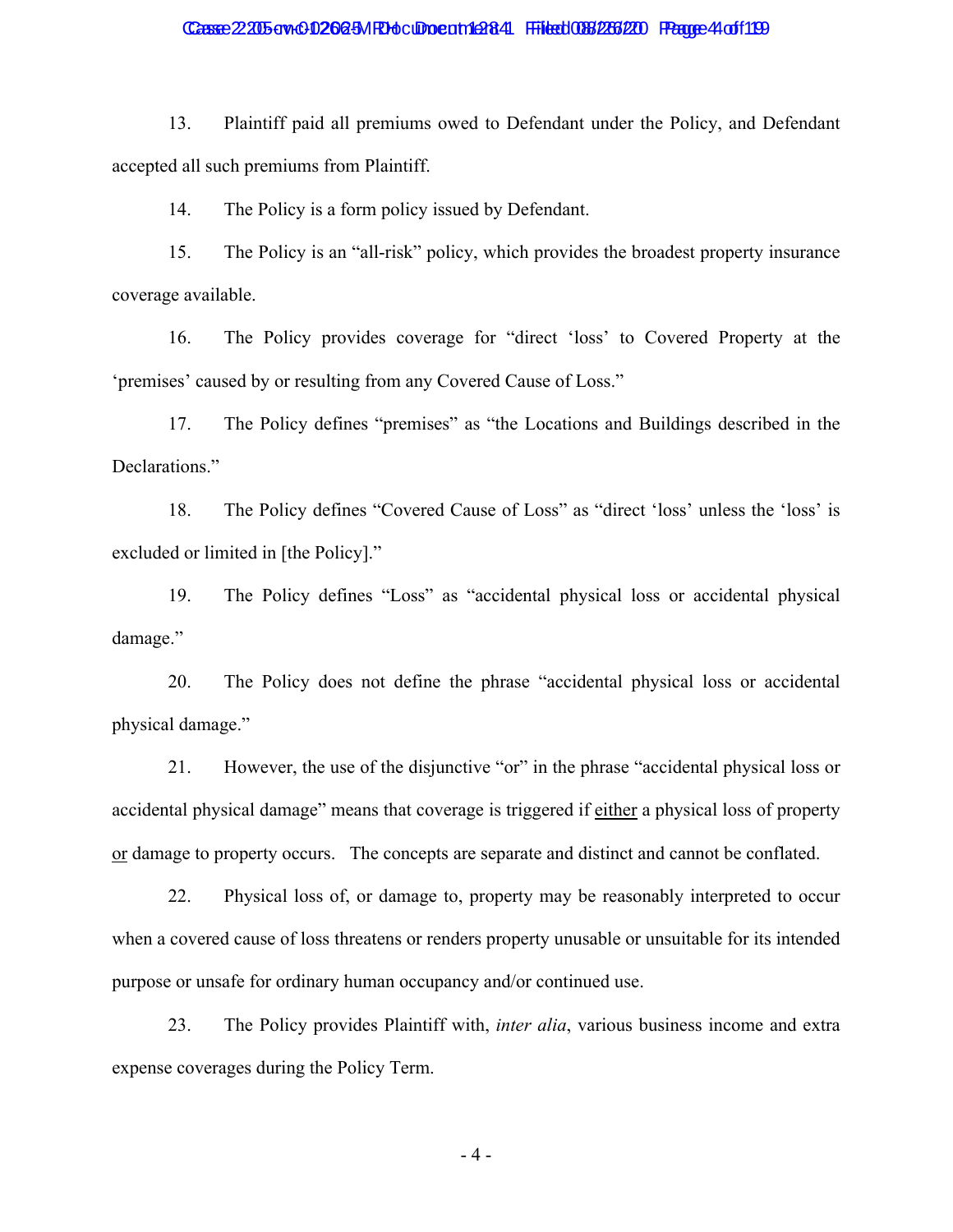13. Plaintiff paid all premiums owed to Defendant under the Policy, and Defendant accepted all such premiums from Plaintiff.

14. The Policy is a form policy issued by Defendant.

15. The Policy is an "all-risk" policy, which provides the broadest property insurance coverage available.

16. The Policy provides coverage for "direct 'loss' to Covered Property at the 'premises' caused by or resulting from any Covered Cause of Loss."

17. The Policy defines "premises" as "the Locations and Buildings described in the Declarations."

18. The Policy defines "Covered Cause of Loss" as "direct 'loss' unless the 'loss' is excluded or limited in [the Policy]."

19. The Policy defines "Loss" as "accidental physical loss or accidental physical damage."

20. The Policy does not define the phrase "accidental physical loss or accidental physical damage."

21. However, the use of the disjunctive "or" in the phrase "accidental physical loss or accidental physical damage" means that coverage is triggered if <u>either</u> a physical loss of property <u>or</u> damage to property occurs. The concepts are separate and distinct and cannot be conflated.

22. Physical loss of, or damage to, property may be reasonably interpreted to occur when a covered cause of loss threatens or renders property unusable or unsuitable for its intended purpose or unsafe for ordinary human occupancy and/or continued use.

23. The Policy provides Plaintiff with, *inter alia*, various business income and extra expense coverages during the Policy Term.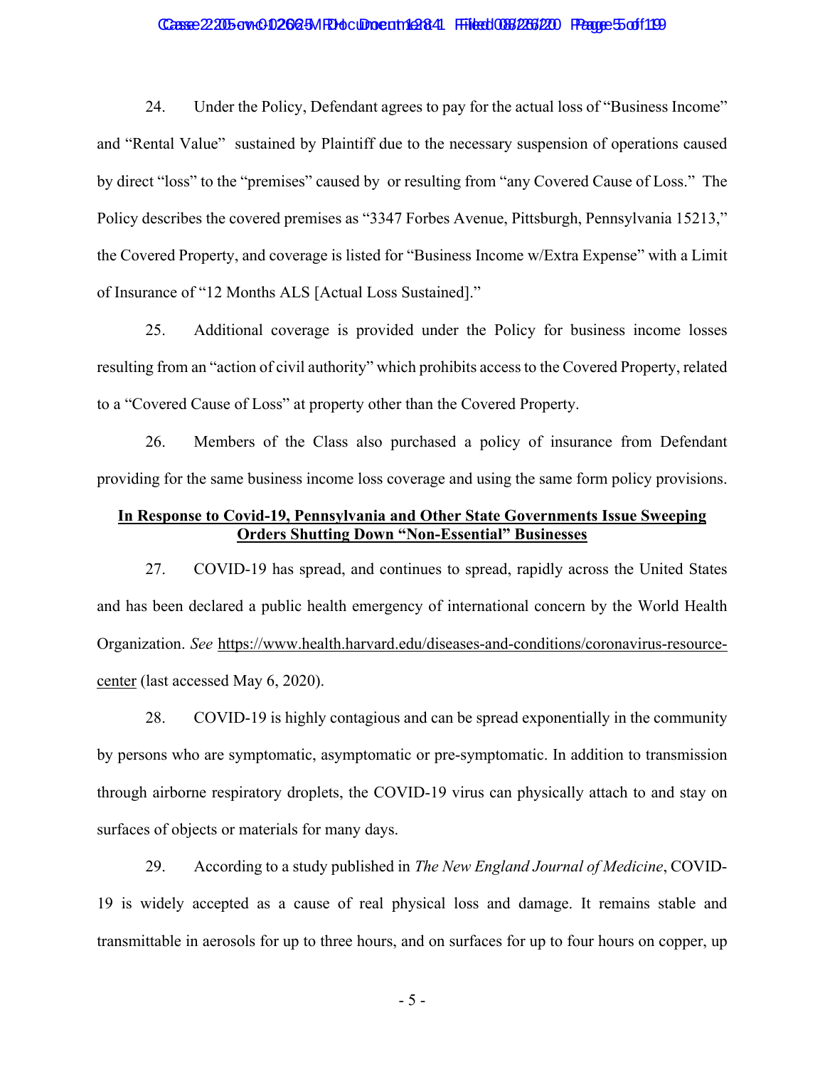24. Under the Policy, Defendant agrees to pay for the actual loss of "Business Income" and "Rental Value" sustained by Plaintiff due to the necessary suspension of operations caused by direct "loss" to the "premises" caused by or resulting from "any Covered Cause of Loss." The Policy describes the covered premises as "3347 Forbes Avenue, Pittsburgh, Pennsylvania 15213," the Covered Property, and coverage is listed for "Business Income w/Extra Expense" with a Limit of Insurance of "12 Months ALS [Actual Loss Sustained]."

25. Additional coverage is provided under the Policy for business income losses resulting from an "action of civil authority" which prohibits access to the Covered Property, related to a "Covered Cause of Loss" at property other than the Covered Property.

26. Members of the Class also purchased a policy of insurance from Defendant providing for the same business income loss coverage and using the same form policy provisions.

**<u>In Response to Covid-19, Pennsylvania and Other State Governments Issue Sweeping Orders Shutting Down "Non-Essential" Businesses</u>**

27. COVID-19 has spread, and continues to spread, rapidly across the United States and has been declared a public health emergency of international concern by the World Health Organization. *See* https://www.health.harvard.edu/diseases-and-conditions/coronavirus-resource-center (last accessed May 6, 2020).

28. COVID-19 is highly contagious and can be spread exponentially in the community by persons who are symptomatic, asymptomatic or pre-symptomatic. In addition to transmission through airborne respiratory droplets, the COVID-19 virus can physically attach to and stay on surfaces of objects or materials for many days.

29. According to a study published in *The New England Journal of Medicine*, COVID-19 is widely accepted as a cause of real physical loss and damage. It remains stable and transmittable in aerosols for up to three hours, and on surfaces for up to four hours on copper, up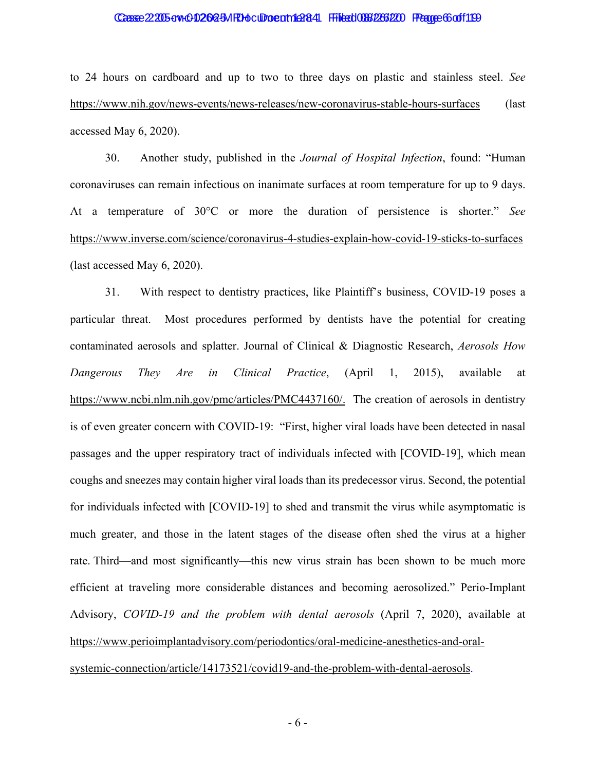to 24 hours on cardboard and up to two to three days on plastic and stainless steel. *See* https://www.nih.gov/news-events/news-releases/new-coronavirus-stable-hours-surfaces (last accessed May 6, 2020).

30. Another study, published in the *Journal of Hospital Infection*, found: "Human coronaviruses can remain infectious on inanimate surfaces at room temperature for up to 9 days. At a temperature of 30°C or more the duration of persistence is shorter." *See* https://www.inverse.com/science/coronavirus-4-studies-explain-how-covid-19-sticks-to-surfaces (last accessed May 6, 2020).

31. With respect to dentistry practices, like Plaintiff's business, COVID-19 poses a particular threat. Most procedures performed by dentists have the potential for creating contaminated aerosols and splatter. Journal of Clinical & Diagnostic Research, *Aerosols How Dangerous They Are in Clinical Practice*, (April 1, 2015), available at https://www.ncbi.nlm.nih.gov/pmc/articles/PMC4437160/. The creation of aerosols in dentistry is of even greater concern with COVID-19: "First, higher viral loads have been detected in nasal passages and the upper respiratory tract of individuals infected with [COVID-19], which mean coughs and sneezes may contain higher viral loads than its predecessor virus. Second, the potential for individuals infected with [COVID-19] to shed and transmit the virus while asymptomatic is much greater, and those in the latent stages of the disease often shed the virus at a higher rate. Third—and most significantly—this new virus strain has been shown to be much more efficient at traveling more considerable distances and becoming aerosolized." Perio-Implant Advisory, *COVID-19 and the problem with dental aerosols* (April 7, 2020), available at https://www.perioimplantadvisory.com/periodontics/oral-medicine-anesthetics-and-oral-systemic-connection/article/14173521/covid19-and-the-problem-with-dental-aerosols.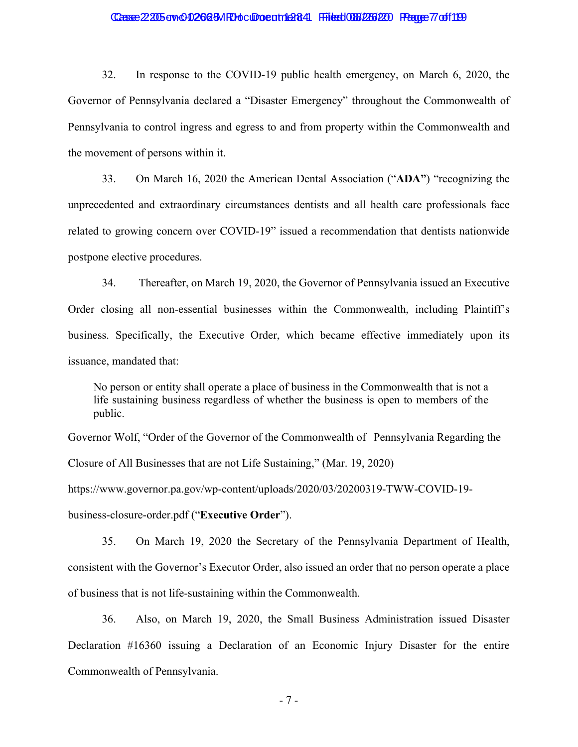32. In response to the COVID-19 public health emergency, on March 6, 2020, the Governor of Pennsylvania declared a "Disaster Emergency" throughout the Commonwealth of Pennsylvania to control ingress and egress to and from property within the Commonwealth and the movement of persons within it.

33. On March 16, 2020 the American Dental Association ("**ADA**") "recognizing the unprecedented and extraordinary circumstances dentists and all health care professionals face related to growing concern over COVID-19" issued a recommendation that dentists nationwide postpone elective procedures.

34. Thereafter, on March 19, 2020, the Governor of Pennsylvania issued an Executive Order closing all non-essential businesses within the Commonwealth, including Plaintiff's business. Specifically, the Executive Order, which became effective immediately upon its issuance, mandated that:

> No person or entity shall operate a place of business in the Commonwealth that is not a life sustaining business regardless of whether the business is open to members of the public.

Governor Wolf, "Order of the Governor of the Commonwealth of Pennsylvania Regarding the Closure of All Businesses that are not Life Sustaining," (Mar. 19, 2020) https://www.governor.pa.gov/wp-content/uploads/2020/03/20200319-TWW-COVID-19-business-closure-order.pdf ("**Executive Order**").

35. On March 19, 2020 the Secretary of the Pennsylvania Department of Health, consistent with the Governor's Executor Order, also issued an order that no person operate a place of business that is not life-sustaining within the Commonwealth.

36. Also, on March 19, 2020, the Small Business Administration issued Disaster Declaration #16360 issuing a Declaration of an Economic Injury Disaster for the entire Commonwealth of Pennsylvania.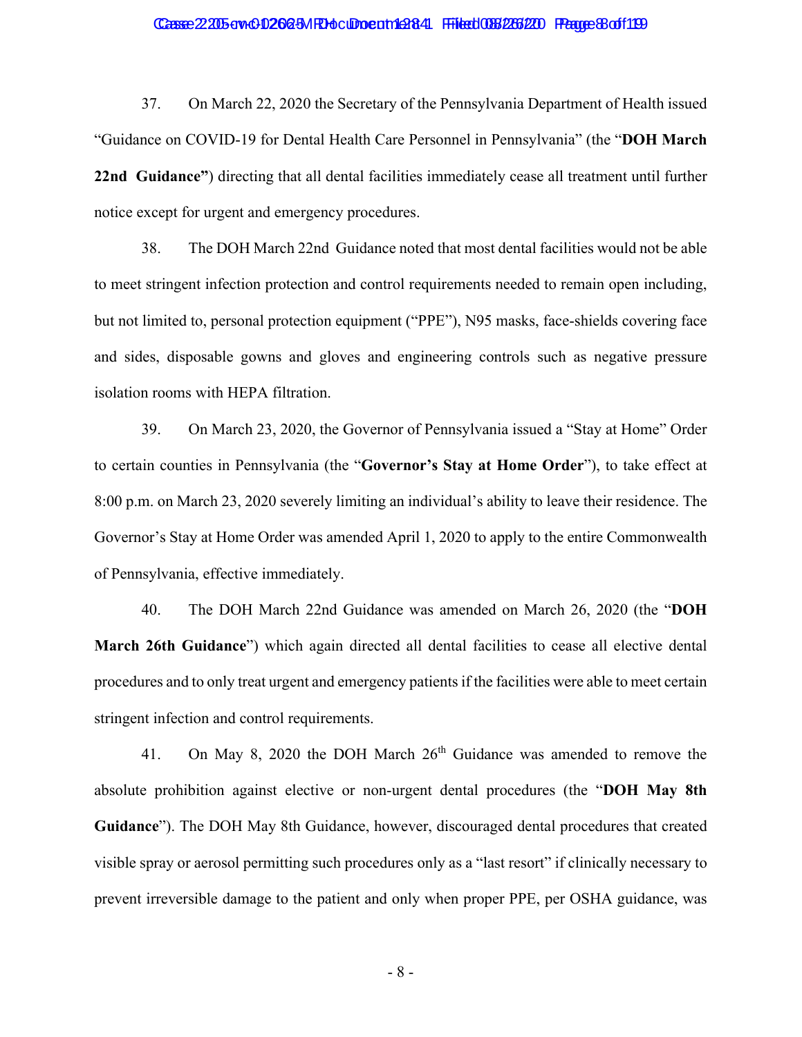37. On March 22, 2020 the Secretary of the Pennsylvania Department of Health issued "Guidance on COVID-19 for Dental Health Care Personnel in Pennsylvania" (the "**DOH March 22nd Guidance"**) directing that all dental facilities immediately cease all treatment until further notice except for urgent and emergency procedures.

38. The DOH March 22nd Guidance noted that most dental facilities would not be able to meet stringent infection protection and control requirements needed to remain open including, but not limited to, personal protection equipment ("PPE"), N95 masks, face-shields covering face and sides, disposable gowns and gloves and engineering controls such as negative pressure isolation rooms with HEPA filtration.

39. On March 23, 2020, the Governor of Pennsylvania issued a "Stay at Home" Order to certain counties in Pennsylvania (the "**Governor's Stay at Home Order**"), to take effect at 8:00 p.m. on March 23, 2020 severely limiting an individual's ability to leave their residence. The Governor's Stay at Home Order was amended April 1, 2020 to apply to the entire Commonwealth of Pennsylvania, effective immediately.

40. The DOH March 22nd Guidance was amended on March 26, 2020 (the "**DOH March 26th Guidance**") which again directed all dental facilities to cease all elective dental procedures and to only treat urgent and emergency patients if the facilities were able to meet certain stringent infection and control requirements.

41. On May 8, 2020 the DOH March 26th Guidance was amended to remove the absolute prohibition against elective or non-urgent dental procedures (the "**DOH May 8th Guidance**"). The DOH May 8th Guidance, however, discouraged dental procedures that created visible spray or aerosol permitting such procedures only as a "last resort" if clinically necessary to prevent irreversible damage to the patient and only when proper PPE, per OSHA guidance, was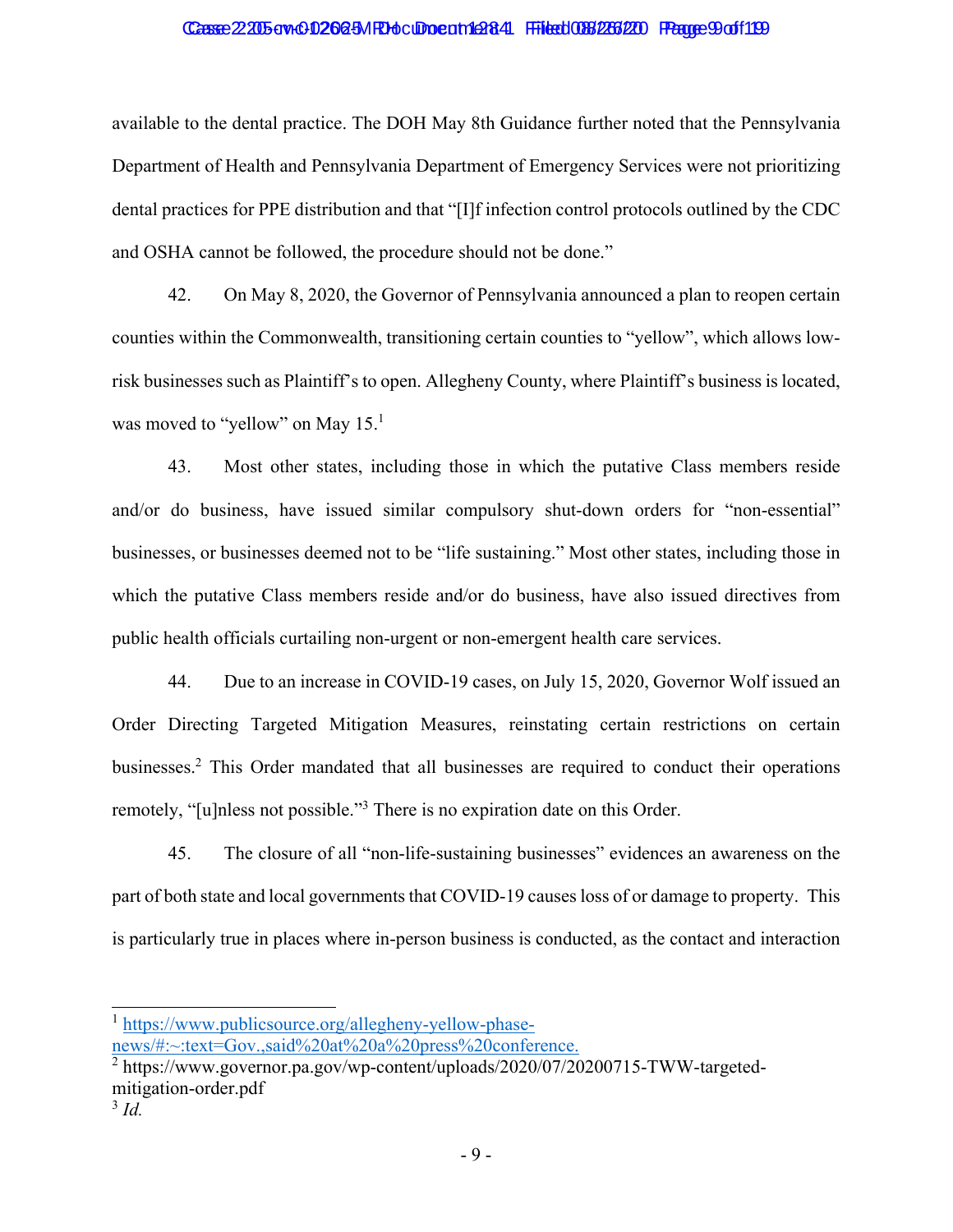available to the dental practice. The DOH May 8th Guidance further noted that the Pennsylvania Department of Health and Pennsylvania Department of Emergency Services were not prioritizing dental practices for PPE distribution and that "[I]f infection control protocols outlined by the CDC and OSHA cannot be followed, the procedure should not be done."

42. On May 8, 2020, the Governor of Pennsylvania announced a plan to reopen certain counties within the Commonwealth, transitioning certain counties to "yellow", which allows low-risk businesses such as Plaintiff's to open. Allegheny County, where Plaintiff's business is located, was moved to "yellow" on May 15.[1]

43. Most other states, including those in which the putative Class members reside and/or do business, have issued similar compulsory shut-down orders for "non-essential" businesses, or businesses deemed not to be "life sustaining." Most other states, including those in which the putative Class members reside and/or do business, have also issued directives from public health officials curtailing non-urgent or non-emergent health care services.

44. Due to an increase in COVID-19 cases, on July 15, 2020, Governor Wolf issued an Order Directing Targeted Mitigation Measures, reinstating certain restrictions on certain businesses.[2] This Order mandated that all businesses are required to conduct their operations remotely, "[u]nless not possible."[3] There is no expiration date on this Order.

45. The closure of all "non-life-sustaining businesses" evidences an awareness on the part of both state and local governments that COVID-19 causes loss of or damage to property. This is particularly true in places where in-person business is conducted, as the contact and interaction

---

[1] https://www.publicsource.org/allegheny-yellow-phase-news/#:~:text=Gov.,said%20at%20a%20press%20conference.

[2] https://www.governor.pa.gov/wp-content/uploads/2020/07/20200715-TWW-targeted-mitigation-order.pdf

[3] *Id.*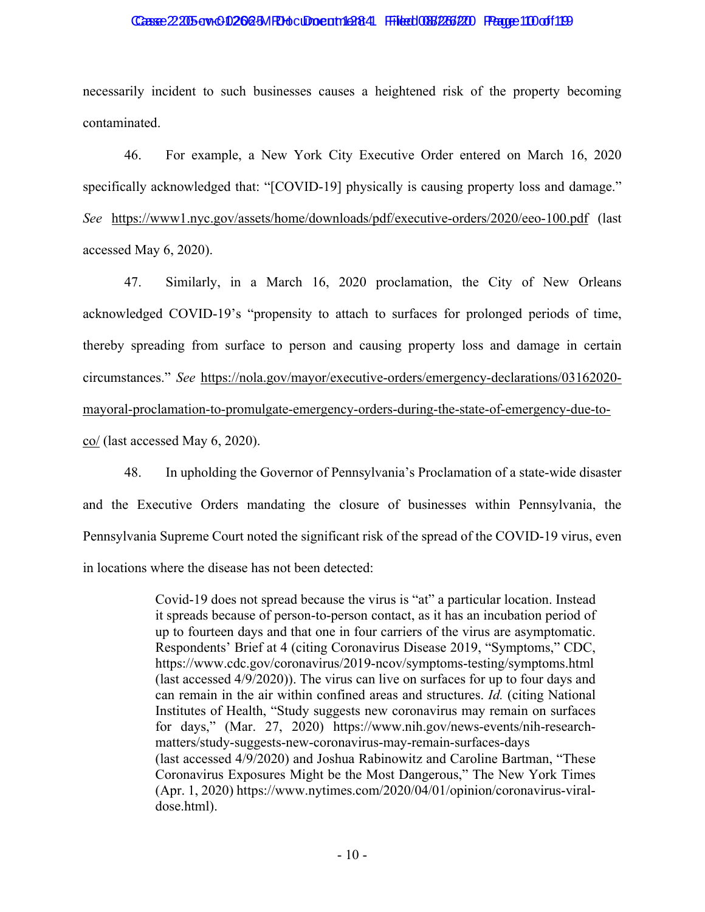necessarily incident to such businesses causes a heightened risk of the property becoming contaminated.

46. For example, a New York City Executive Order entered on March 16, 2020 specifically acknowledged that: "[COVID-19] physically is causing property loss and damage." *See* https://www1.nyc.gov/assets/home/downloads/pdf/executive-orders/2020/eeo-100.pdf (last accessed May 6, 2020).

47. Similarly, in a March 16, 2020 proclamation, the City of New Orleans acknowledged COVID-19's "propensity to attach to surfaces for prolonged periods of time, thereby spreading from surface to person and causing property loss and damage in certain circumstances." *See* https://nola.gov/mayor/executive-orders/emergency-declarations/03162020-mayoral-proclamation-to-promulgate-emergency-orders-during-the-state-of-emergency-due-to-co/ (last accessed May 6, 2020).

48. In upholding the Governor of Pennsylvania's Proclamation of a state-wide disaster and the Executive Orders mandating the closure of businesses within Pennsylvania, the Pennsylvania Supreme Court noted the significant risk of the spread of the COVID-19 virus, even in locations where the disease has not been detected:

> Covid-19 does not spread because the virus is "at" a particular location. Instead it spreads because of person-to-person contact, as it has an incubation period of up to fourteen days and that one in four carriers of the virus are asymptomatic. Respondents' Brief at 4 (citing Coronavirus Disease 2019, "Symptoms," CDC, https://www.cdc.gov/coronavirus/2019-ncov/symptoms-testing/symptoms.html (last accessed 4/9/2020)). The virus can live on surfaces for up to four days and can remain in the air within confined areas and structures. *Id.* (citing National Institutes of Health, "Study suggests new coronavirus may remain on surfaces for days," (Mar. 27, 2020) https://www.nih.gov/news-events/nih-research-matters/study-suggests-new-coronavirus-may-remain-surfaces-days (last accessed 4/9/2020) and Joshua Rabinowitz and Caroline Bartman, "These Coronavirus Exposures Might be the Most Dangerous," The New York Times (Apr. 1, 2020) https://www.nytimes.com/2020/04/01/opinion/coronavirus-viral-dose.html).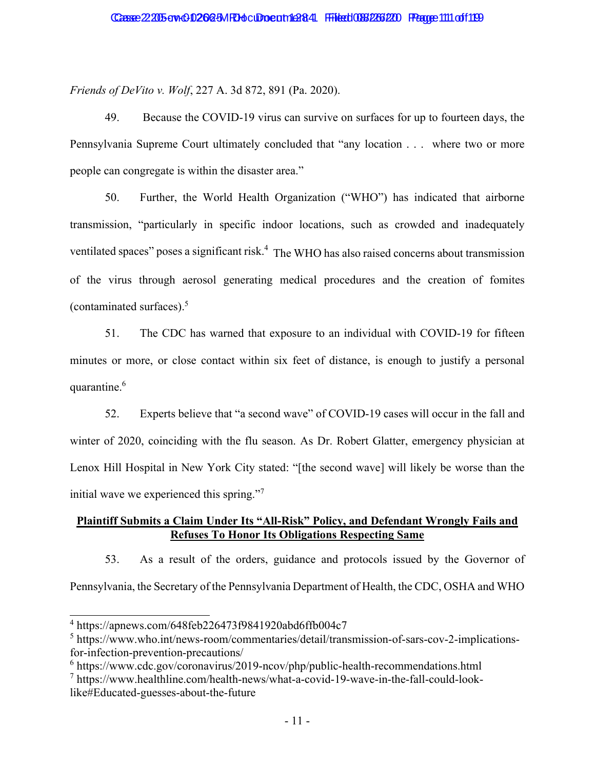*Friends of DeVito v. Wolf*, 227 A. 3d 872, 891 (Pa. 2020).

49. Because the COVID-19 virus can survive on surfaces for up to fourteen days, the Pennsylvania Supreme Court ultimately concluded that "any location . . . where two or more people can congregate is within the disaster area."

50. Further, the World Health Organization ("WHO") has indicated that airborne transmission, "particularly in specific indoor locations, such as crowded and inadequately ventilated spaces" poses a significant risk.[4] The WHO has also raised concerns about transmission of the virus through aerosol generating medical procedures and the creation of fomites (contaminated surfaces).[5]

51. The CDC has warned that exposure to an individual with COVID-19 for fifteen minutes or more, or close contact within six feet of distance, is enough to justify a personal quarantine.[6]

52. Experts believe that "a second wave" of COVID-19 cases will occur in the fall and winter of 2020, coinciding with the flu season. As Dr. Robert Glatter, emergency physician at Lenox Hill Hospital in New York City stated: "[the second wave] will likely be worse than the initial wave we experienced this spring."[7]

**<u>Plaintiff Submits a Claim Under Its "All-Risk" Policy, and Defendant Wrongly Fails and Refuses To Honor Its Obligations Respecting Same</u>**

53. As a result of the orders, guidance and protocols issued by the Governor of Pennsylvania, the Secretary of the Pennsylvania Department of Health, the CDC, OSHA and WHO

---

[4] https://apnews.com/648feb226473f9841920abd6ffb004c7

[5] https://www.who.int/news-room/commentaries/detail/transmission-of-sars-cov-2-implications-for-infection-prevention-precautions/

[6] https://www.cdc.gov/coronavirus/2019-ncov/php/public-health-recommendations.html

[7] https://www.healthline.com/health-news/what-a-covid-19-wave-in-the-fall-could-look-like#Educated-guesses-about-the-future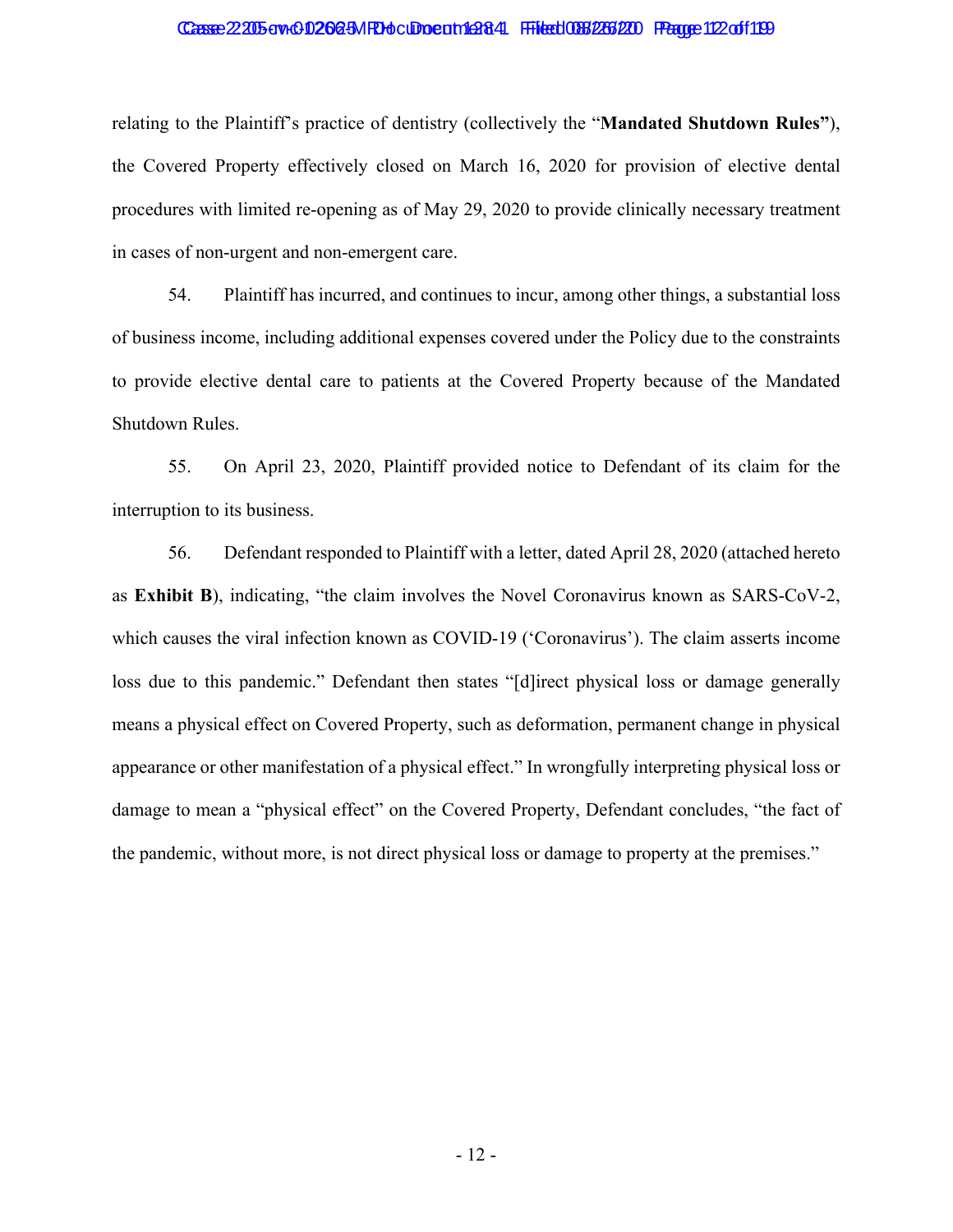relating to the Plaintiff's practice of dentistry (collectively the "**Mandated Shutdown Rules"**), the Covered Property effectively closed on March 16, 2020 for provision of elective dental procedures with limited re-opening as of May 29, 2020 to provide clinically necessary treatment in cases of non-urgent and non-emergent care.

54. Plaintiff has incurred, and continues to incur, among other things, a substantial loss of business income, including additional expenses covered under the Policy due to the constraints to provide elective dental care to patients at the Covered Property because of the Mandated Shutdown Rules.

55. On April 23, 2020, Plaintiff provided notice to Defendant of its claim for the interruption to its business.

56. Defendant responded to Plaintiff with a letter, dated April 28, 2020 (attached hereto as **Exhibit B**), indicating, "the claim involves the Novel Coronavirus known as SARS-CoV-2, which causes the viral infection known as COVID-19 ('Coronavirus'). The claim asserts income loss due to this pandemic." Defendant then states "[d]irect physical loss or damage generally means a physical effect on Covered Property, such as deformation, permanent change in physical appearance or other manifestation of a physical effect." In wrongfully interpreting physical loss or damage to mean a "physical effect" on the Covered Property, Defendant concludes, "the fact of the pandemic, without more, is not direct physical loss or damage to property at the premises."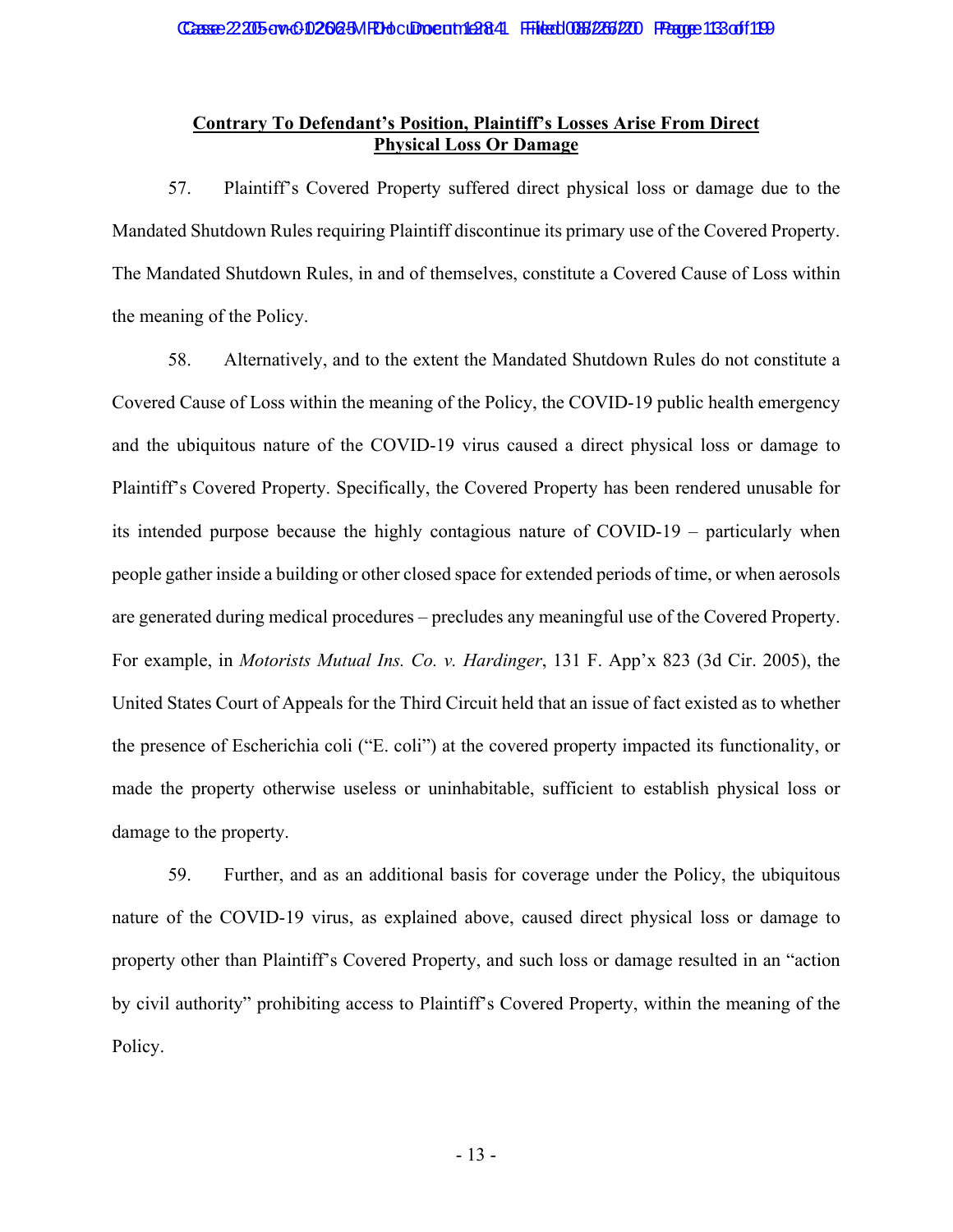**Contrary To Defendant's Position, Plaintiff's Losses Arise From Direct Physical Loss Or Damage**

57. Plaintiff's Covered Property suffered direct physical loss or damage due to the Mandated Shutdown Rules requiring Plaintiff discontinue its primary use of the Covered Property. The Mandated Shutdown Rules, in and of themselves, constitute a Covered Cause of Loss within the meaning of the Policy.

58. Alternatively, and to the extent the Mandated Shutdown Rules do not constitute a Covered Cause of Loss within the meaning of the Policy, the COVID-19 public health emergency and the ubiquitous nature of the COVID-19 virus caused a direct physical loss or damage to Plaintiff's Covered Property. Specifically, the Covered Property has been rendered unusable for its intended purpose because the highly contagious nature of COVID-19 – particularly when people gather inside a building or other closed space for extended periods of time, or when aerosols are generated during medical procedures – precludes any meaningful use of the Covered Property. For example, in *Motorists Mutual Ins. Co. v. Hardinger*, 131 F. App'x 823 (3d Cir. 2005), the United States Court of Appeals for the Third Circuit held that an issue of fact existed as to whether the presence of Escherichia coli ("E. coli") at the covered property impacted its functionality, or made the property otherwise useless or uninhabitable, sufficient to establish physical loss or damage to the property.

59. Further, and as an additional basis for coverage under the Policy, the ubiquitous nature of the COVID-19 virus, as explained above, caused direct physical loss or damage to property other than Plaintiff's Covered Property, and such loss or damage resulted in an "action by civil authority" prohibiting access to Plaintiff's Covered Property, within the meaning of the Policy.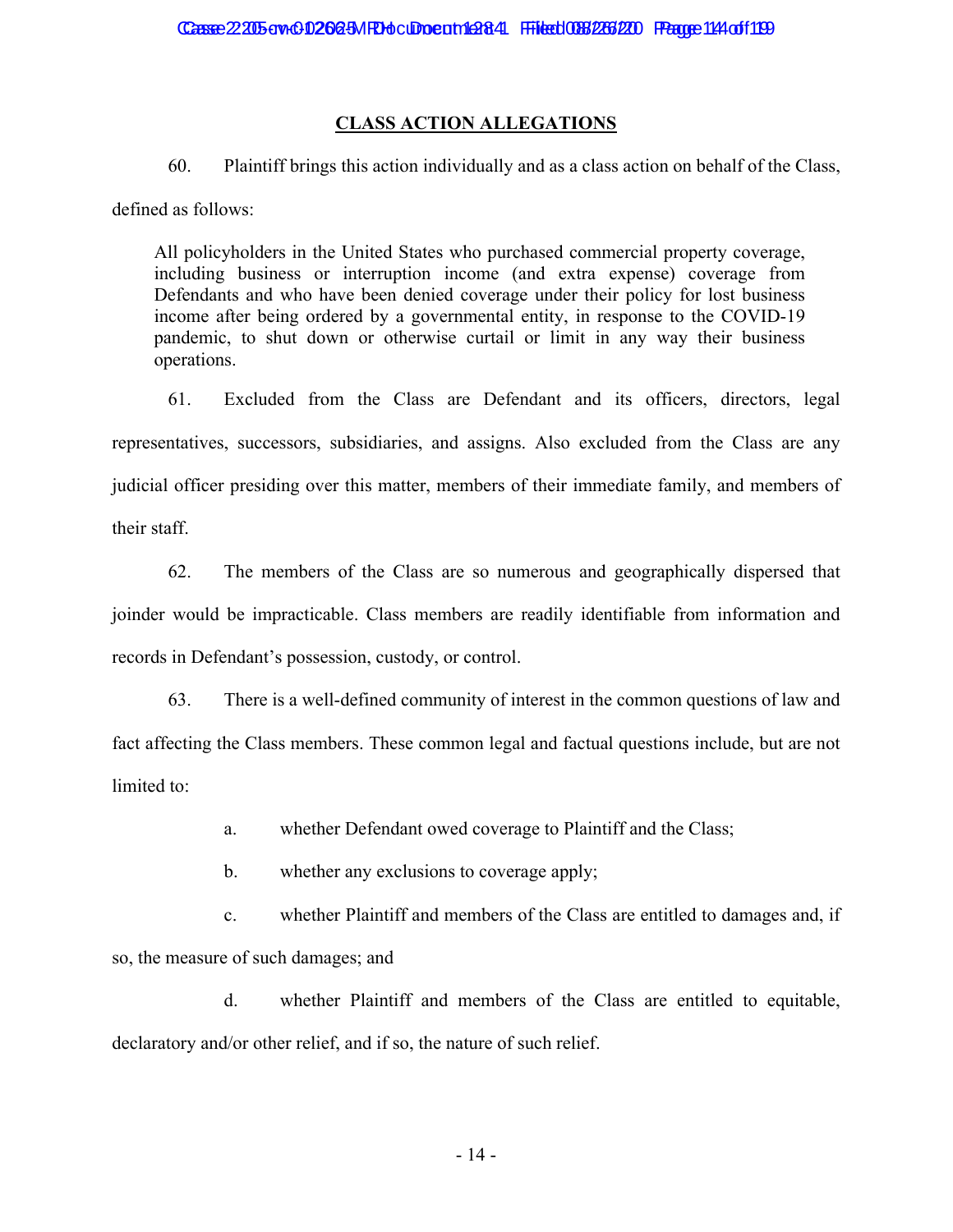## CLASS ACTION ALLEGATIONS

60. Plaintiff brings this action individually and as a class action on behalf of the Class, defined as follows:

> All policyholders in the United States who purchased commercial property coverage, including business or interruption income (and extra expense) coverage from Defendants and who have been denied coverage under their policy for lost business income after being ordered by a governmental entity, in response to the COVID-19 pandemic, to shut down or otherwise curtail or limit in any way their business operations.

61. Excluded from the Class are Defendant and its officers, directors, legal representatives, successors, subsidiaries, and assigns. Also excluded from the Class are any judicial officer presiding over this matter, members of their immediate family, and members of their staff.

62. The members of the Class are so numerous and geographically dispersed that joinder would be impracticable. Class members are readily identifiable from information and records in Defendant's possession, custody, or control.

63. There is a well-defined community of interest in the common questions of law and fact affecting the Class members. These common legal and factual questions include, but are not limited to:

a. whether Defendant owed coverage to Plaintiff and the Class;

b. whether any exclusions to coverage apply;

c. whether Plaintiff and members of the Class are entitled to damages and, if so, the measure of such damages; and

d. whether Plaintiff and members of the Class are entitled to equitable, declaratory and/or other relief, and if so, the nature of such relief.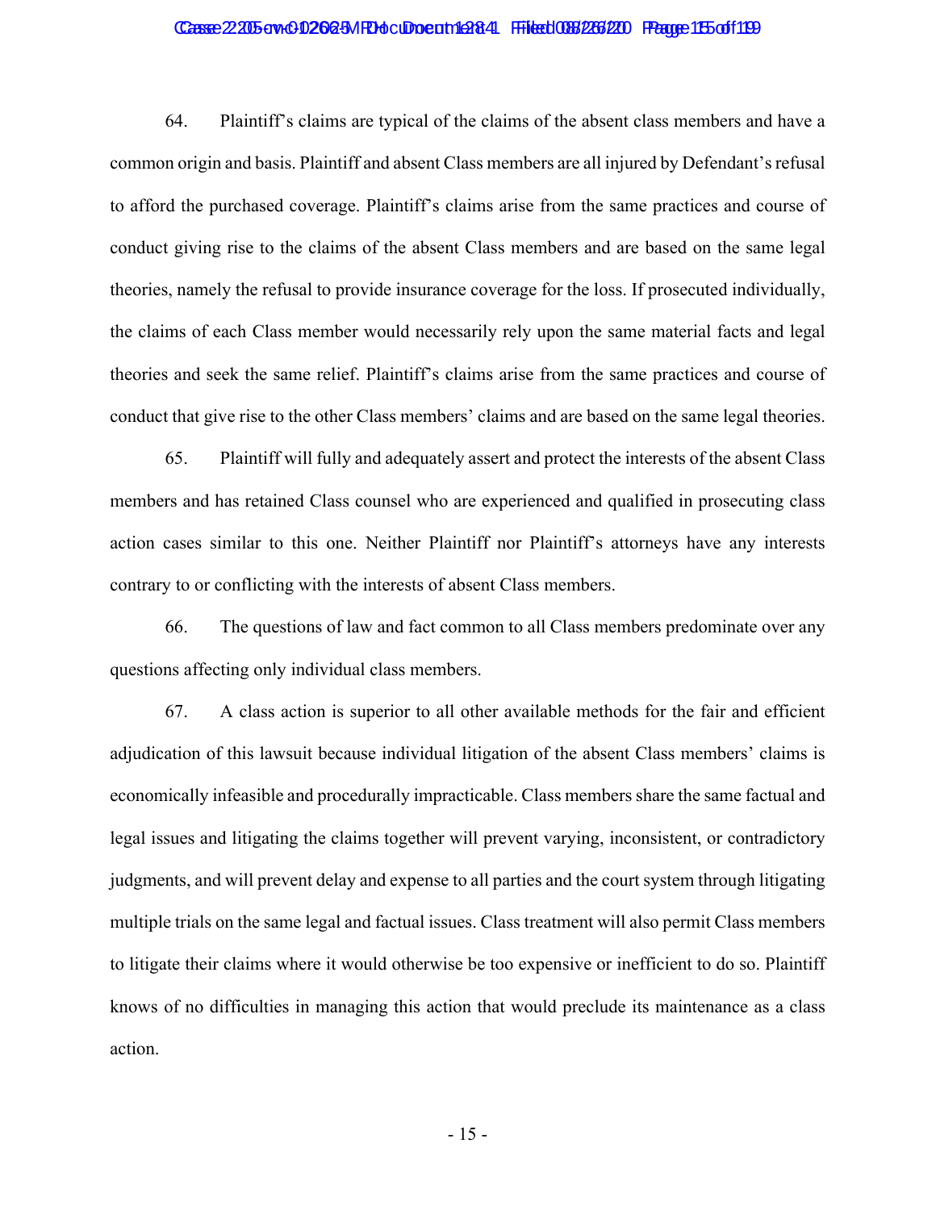64. Plaintiff's claims are typical of the claims of the absent class members and have a common origin and basis. Plaintiff and absent Class members are all injured by Defendant's refusal to afford the purchased coverage. Plaintiff's claims arise from the same practices and course of conduct giving rise to the claims of the absent Class members and are based on the same legal theories, namely the refusal to provide insurance coverage for the loss. If prosecuted individually, the claims of each Class member would necessarily rely upon the same material facts and legal theories and seek the same relief. Plaintiff's claims arise from the same practices and course of conduct that give rise to the other Class members' claims and are based on the same legal theories.

65. Plaintiff will fully and adequately assert and protect the interests of the absent Class members and has retained Class counsel who are experienced and qualified in prosecuting class action cases similar to this one. Neither Plaintiff nor Plaintiff's attorneys have any interests contrary to or conflicting with the interests of absent Class members.

66. The questions of law and fact common to all Class members predominate over any questions affecting only individual class members.

67. A class action is superior to all other available methods for the fair and efficient adjudication of this lawsuit because individual litigation of the absent Class members' claims is economically infeasible and procedurally impracticable. Class members share the same factual and legal issues and litigating the claims together will prevent varying, inconsistent, or contradictory judgments, and will prevent delay and expense to all parties and the court system through litigating multiple trials on the same legal and factual issues. Class treatment will also permit Class members to litigate their claims where it would otherwise be too expensive or inefficient to do so. Plaintiff knows of no difficulties in managing this action that would preclude its maintenance as a class action.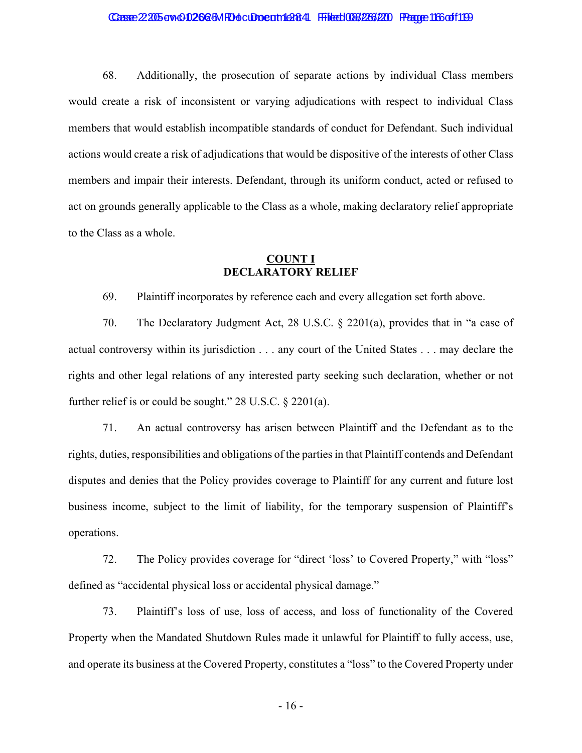68. Additionally, the prosecution of separate actions by individual Class members would create a risk of inconsistent or varying adjudications with respect to individual Class members that would establish incompatible standards of conduct for Defendant. Such individual actions would create a risk of adjudications that would be dispositive of the interests of other Class members and impair their interests. Defendant, through its uniform conduct, acted or refused to act on grounds generally applicable to the Class as a whole, making declaratory relief appropriate to the Class as a whole.

## COUNT I
## DECLARATORY RELIEF

69. Plaintiff incorporates by reference each and every allegation set forth above.

70. The Declaratory Judgment Act, 28 U.S.C. § 2201(a), provides that in "a case of actual controversy within its jurisdiction . . . any court of the United States . . . may declare the rights and other legal relations of any interested party seeking such declaration, whether or not further relief is or could be sought." 28 U.S.C. § 2201(a).

71. An actual controversy has arisen between Plaintiff and the Defendant as to the rights, duties, responsibilities and obligations of the parties in that Plaintiff contends and Defendant disputes and denies that the Policy provides coverage to Plaintiff for any current and future lost business income, subject to the limit of liability, for the temporary suspension of Plaintiff's operations.

72. The Policy provides coverage for "direct 'loss' to Covered Property," with "loss" defined as "accidental physical loss or accidental physical damage."

73. Plaintiff's loss of use, loss of access, and loss of functionality of the Covered Property when the Mandated Shutdown Rules made it unlawful for Plaintiff to fully access, use, and operate its business at the Covered Property, constitutes a "loss" to the Covered Property under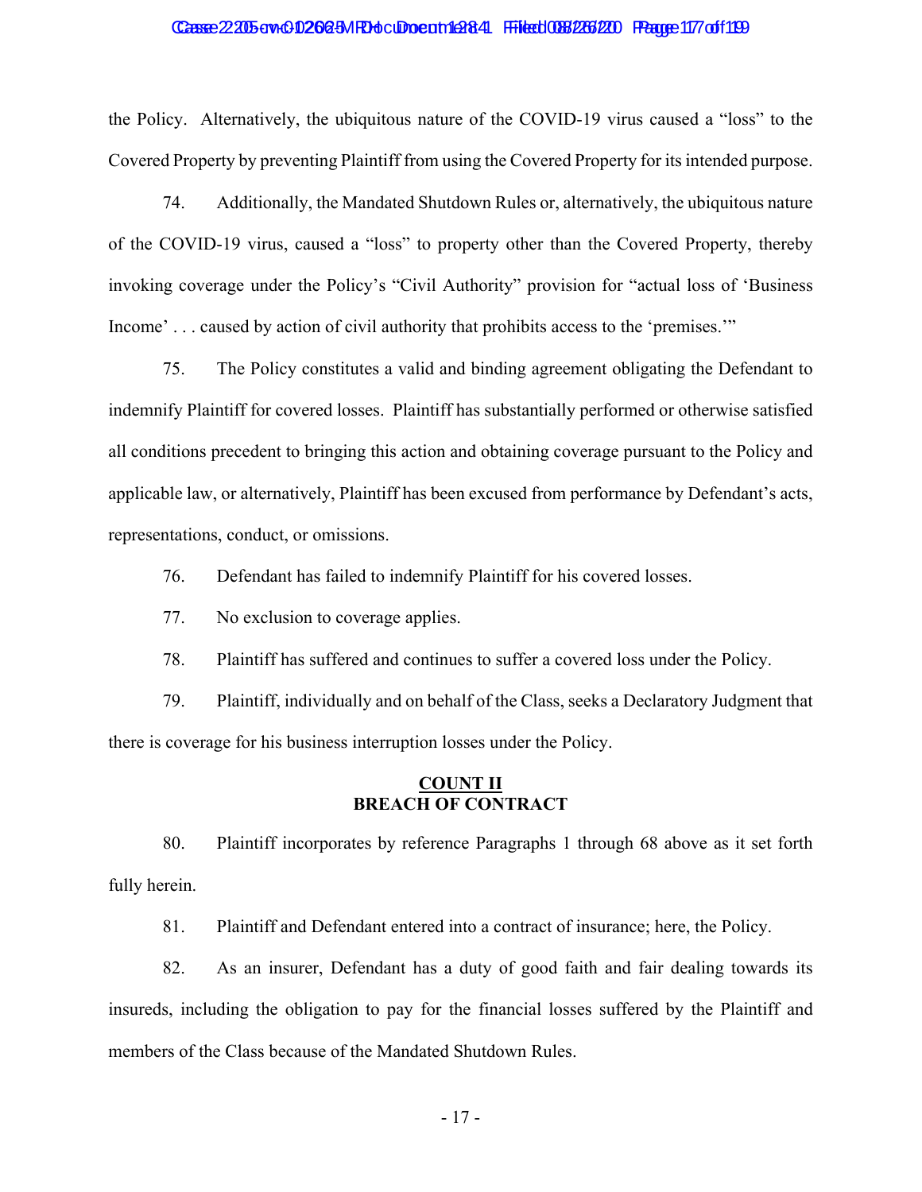the Policy. Alternatively, the ubiquitous nature of the COVID-19 virus caused a "loss" to the Covered Property by preventing Plaintiff from using the Covered Property for its intended purpose.

74. Additionally, the Mandated Shutdown Rules or, alternatively, the ubiquitous nature of the COVID-19 virus, caused a "loss" to property other than the Covered Property, thereby invoking coverage under the Policy's "Civil Authority" provision for "actual loss of 'Business Income' . . . caused by action of civil authority that prohibits access to the 'premises.'"

75. The Policy constitutes a valid and binding agreement obligating the Defendant to indemnify Plaintiff for covered losses. Plaintiff has substantially performed or otherwise satisfied all conditions precedent to bringing this action and obtaining coverage pursuant to the Policy and applicable law, or alternatively, Plaintiff has been excused from performance by Defendant's acts, representations, conduct, or omissions.

76. Defendant has failed to indemnify Plaintiff for his covered losses.

77. No exclusion to coverage applies.

78. Plaintiff has suffered and continues to suffer a covered loss under the Policy.

79. Plaintiff, individually and on behalf of the Class, seeks a Declaratory Judgment that there is coverage for his business interruption losses under the Policy.

## COUNT II
## BREACH OF CONTRACT

80. Plaintiff incorporates by reference Paragraphs 1 through 68 above as it set forth fully herein.

81. Plaintiff and Defendant entered into a contract of insurance; here, the Policy.

82. As an insurer, Defendant has a duty of good faith and fair dealing towards its insureds, including the obligation to pay for the financial losses suffered by the Plaintiff and members of the Class because of the Mandated Shutdown Rules.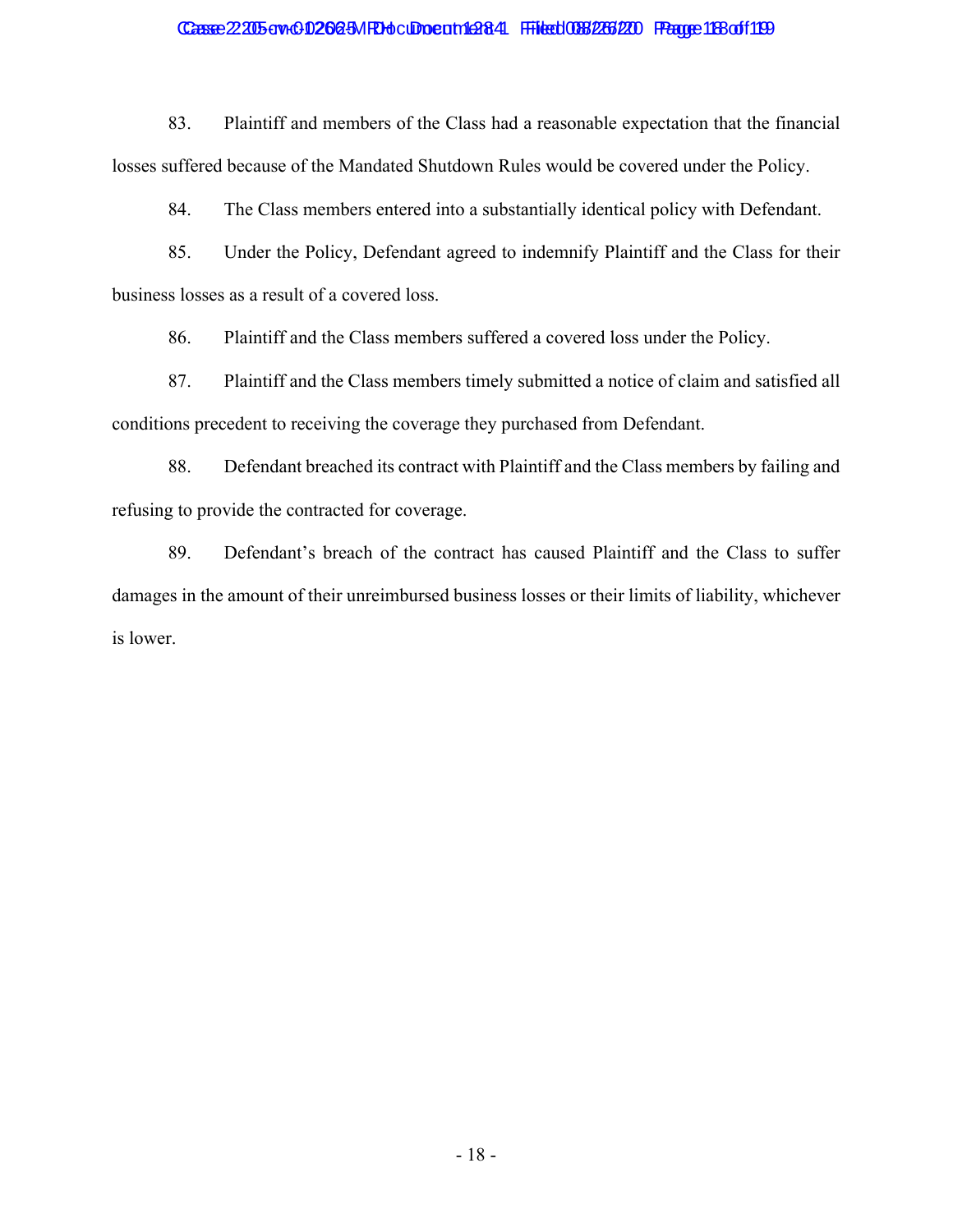83. Plaintiff and members of the Class had a reasonable expectation that the financial losses suffered because of the Mandated Shutdown Rules would be covered under the Policy.

84. The Class members entered into a substantially identical policy with Defendant.

85. Under the Policy, Defendant agreed to indemnify Plaintiff and the Class for their business losses as a result of a covered loss.

86. Plaintiff and the Class members suffered a covered loss under the Policy.

87. Plaintiff and the Class members timely submitted a notice of claim and satisfied all conditions precedent to receiving the coverage they purchased from Defendant.

88. Defendant breached its contract with Plaintiff and the Class members by failing and refusing to provide the contracted for coverage.

89. Defendant's breach of the contract has caused Plaintiff and the Class to suffer damages in the amount of their unreimbursed business losses or their limits of liability, whichever is lower.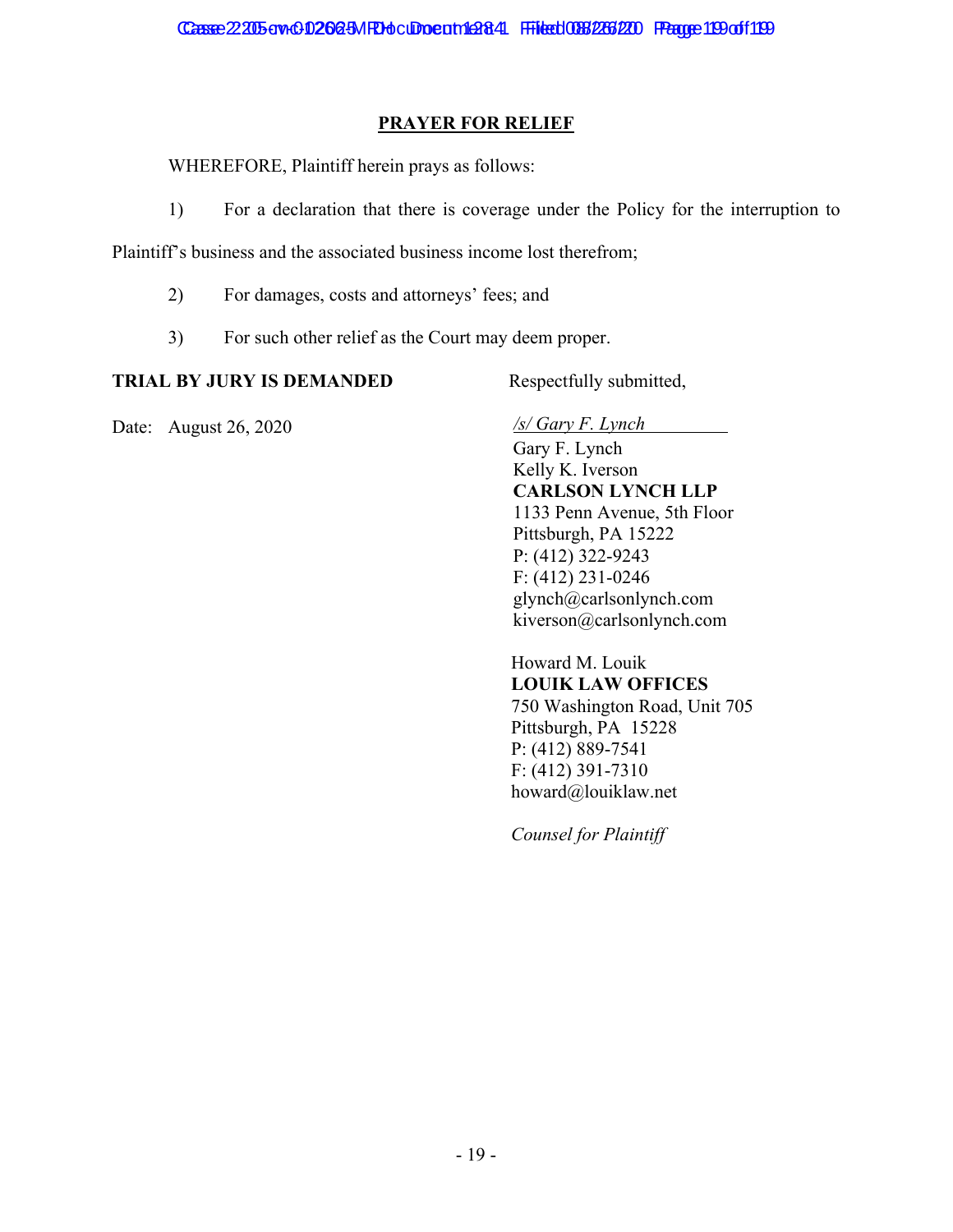## PRAYER FOR RELIEF

WHEREFORE, Plaintiff herein prays as follows:

1) For a declaration that there is coverage under the Policy for the interruption to Plaintiff's business and the associated business income lost therefrom;

2) For damages, costs and attorneys' fees; and

3) For such other relief as the Court may deem proper.

**TRIAL BY JURY IS DEMANDED**

Date: August 26, 2020

Respectfully submitted,

*/s/ Gary F. Lynch*

Gary F. Lynch
Kelly K. Iverson
**CARLSON LYNCH LLP**
1133 Penn Avenue, 5th Floor
Pittsburgh, PA 15222
P: (412) 322-9243
F: (412) 231-0246
glynch@carlsonlynch.com
kiverson@carlsonlynch.com

Howard M. Louik
**LOUIK LAW OFFICES**
750 Washington Road, Unit 705
Pittsburgh, PA 15228
P: (412) 889-7541
F: (412) 391-7310
howard@louiklaw.net

*Counsel for Plaintiff*